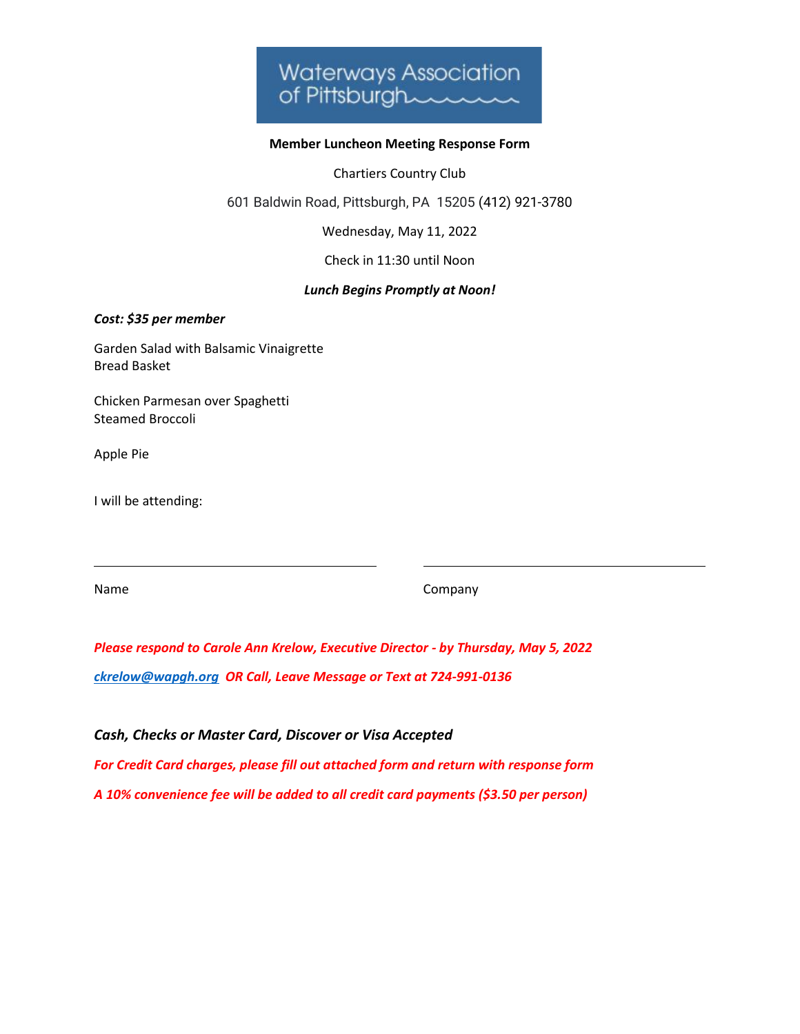Waterways Association of Pittsburgh

**Member Luncheon Meeting Response Form**

Chartiers Country Club

601 Baldwin Road, Pittsburgh, PA 15205 (412) 921-3780

Wednesday, May 11, 2022

Check in 11:30 until Noon

***Lunch Begins Promptly at Noon!***

***Cost: $35 per member***

Garden Salad with Balsamic Vinaigrette
Bread Basket

Chicken Parmesan over Spaghetti
Steamed Broccoli

Apple Pie

I will be attending:

| Name | Company |
|---|---|
| | |

*Please respond to Carole Ann Krelow, Executive Director - by Thursday, May 5, 2022*

*ckrelow@wapgh.org OR Call, Leave Message or Text at 724-991-0136*

***Cash, Checks or Master Card, Discover or Visa Accepted***

*For Credit Card charges, please fill out attached form and return with response form*

*A 10% convenience fee will be added to all credit card payments ($3.50 per person)*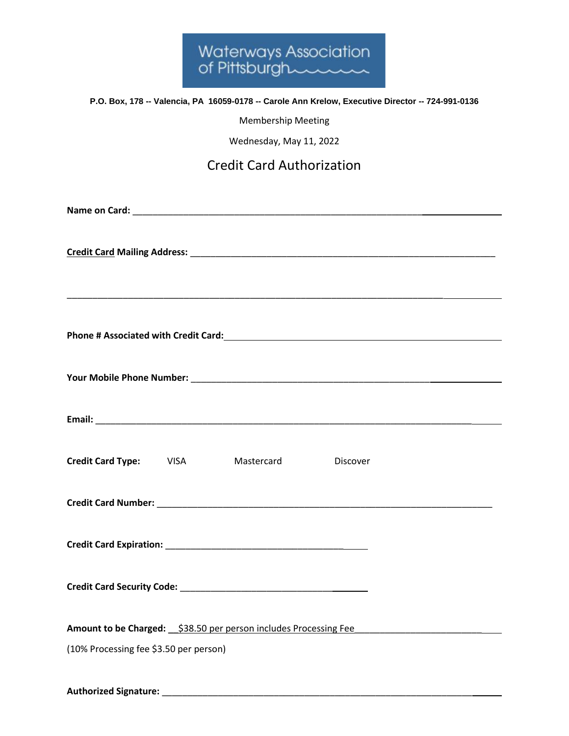Waterways Association of Pittsburgh

**P.O. Box, 178 -- Valencia, PA 16059-0178 -- Carole Ann Krelow, Executive Director -- 724-991-0136**

Membership Meeting

Wednesday, May 11, 2022

# Credit Card Authorization

**Name on Card:** ____________________________________________________________

**Credit Card Mailing Address:** ____________________________________________________________

____________________________________________________________________________

**Phone # Associated with Credit Card:** ____________________________________________________________

**Your Mobile Phone Number:** ____________________________________________________________

**Email:** ____________________________________________________________________________

**Credit Card Type:** VISA Mastercard Discover

**Credit Card Number:** ____________________________________________________________

**Credit Card Expiration:** ________________________________________

**Credit Card Security Code:** ________________________________________

**Amount to be Charged:** __$38.50 per person includes Processing Fee__________________________

(10% Processing fee $3.50 per person)

**Authorized Signature:** ____________________________________________________________